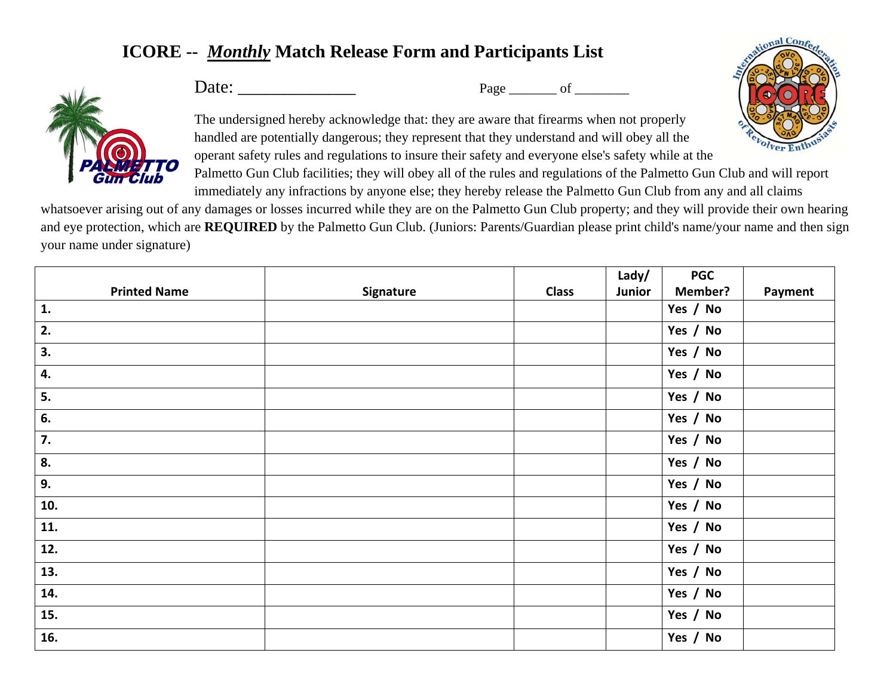# ICORE -- ***Monthly*** Match Release Form and Participants List

Date: _______________

Page _______ of ________

The undersigned hereby acknowledge that: they are aware that firearms when not properly handled are potentially dangerous; they represent that they understand and will obey all the operant safety rules and regulations to insure their safety and everyone else's safety while at the Palmetto Gun Club facilities; they will obey all of the rules and regulations of the Palmetto Gun Club and will report immediately any infractions by anyone else; they hereby release the Palmetto Gun Club from any and all claims whatsoever arising out of any damages or losses incurred while they are on the Palmetto Gun Club property; and they will provide their own hearing and eye protection, which are **REQUIRED** by the Palmetto Gun Club. (Juniors: Parents/Guardian please print child's name/your name and then sign your name under signature)

| Printed Name | Signature | Class | Lady/ Junior | PGC Member? | Payment |
|---|---|---|---|---|---|
| 1. | | | | Yes / No | |
| 2. | | | | Yes / No | |
| 3. | | | | Yes / No | |
| 4. | | | | Yes / No | |
| 5. | | | | Yes / No | |
| 6. | | | | Yes / No | |
| 7. | | | | Yes / No | |
| 8. | | | | Yes / No | |
| 9. | | | | Yes / No | |
| 10. | | | | Yes / No | |
| 11. | | | | Yes / No | |
| 12. | | | | Yes / No | |
| 13. | | | | Yes / No | |
| 14. | | | | Yes / No | |
| 15. | | | | Yes / No | |
| 16. | | | | Yes / No | |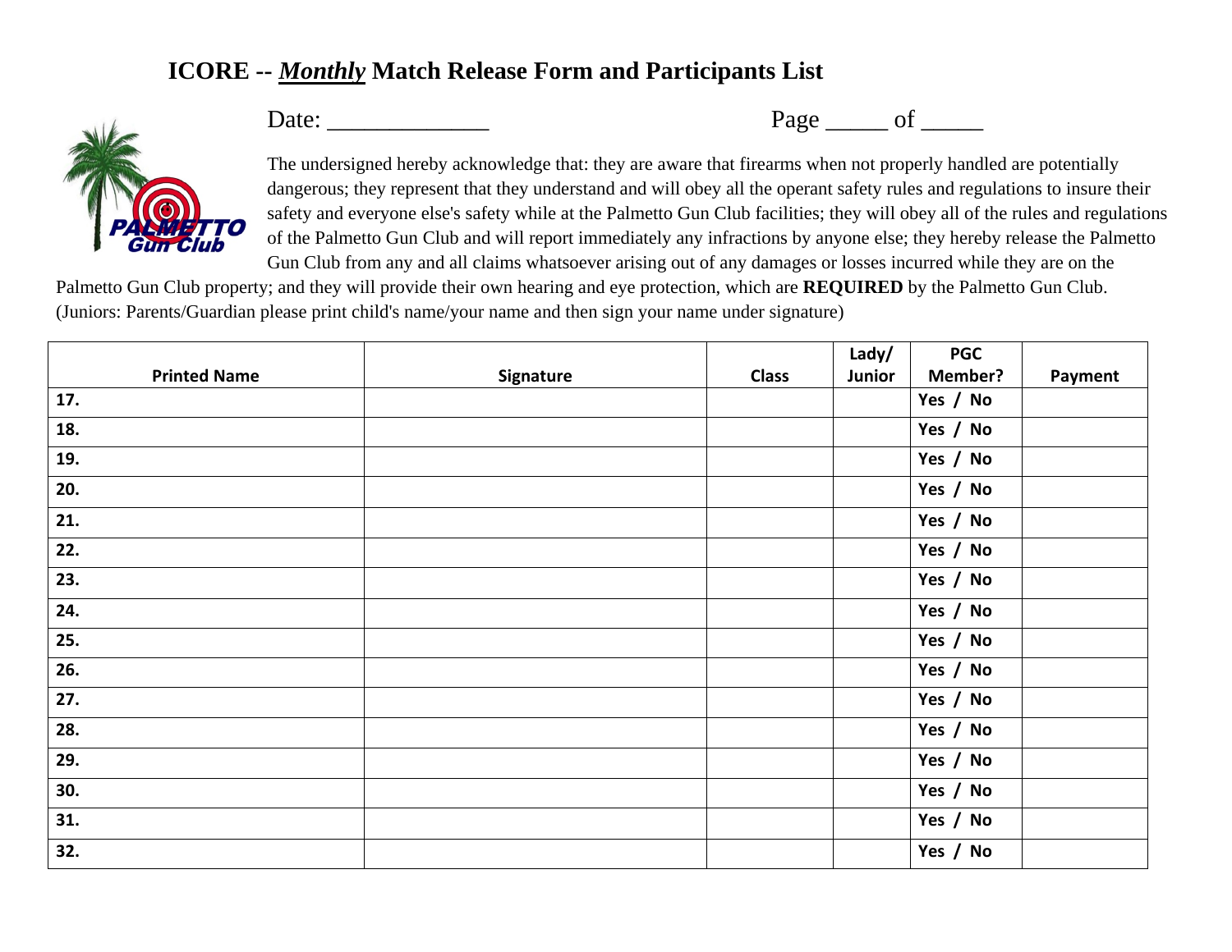# ICORE -- ***Monthly*** Match Release Form and Participants List

Date: _____________ Page _____ of _____

The undersigned hereby acknowledge that: they are aware that firearms when not properly handled are potentially dangerous; they represent that they understand and will obey all the operant safety rules and regulations to insure their safety and everyone else's safety while at the Palmetto Gun Club facilities; they will obey all of the rules and regulations of the Palmetto Gun Club and will report immediately any infractions by anyone else; they hereby release the Palmetto Gun Club from any and all claims whatsoever arising out of any damages or losses incurred while they are on the Palmetto Gun Club property; and they will provide their own hearing and eye protection, which are **REQUIRED** by the Palmetto Gun Club. (Juniors: Parents/Guardian please print child's name/your name and then sign your name under signature)

| Printed Name | Signature | Class | Lady/ Junior | PGC Member? | Payment |
|---|---|---|---|---|---|
| 17. | | | | Yes / No | |
| 18. | | | | Yes / No | |
| 19. | | | | Yes / No | |
| 20. | | | | Yes / No | |
| 21. | | | | Yes / No | |
| 22. | | | | Yes / No | |
| 23. | | | | Yes / No | |
| 24. | | | | Yes / No | |
| 25. | | | | Yes / No | |
| 26. | | | | Yes / No | |
| 27. | | | | Yes / No | |
| 28. | | | | Yes / No | |
| 29. | | | | Yes / No | |
| 30. | | | | Yes / No | |
| 31. | | | | Yes / No | |
| 32. | | | | Yes / No | |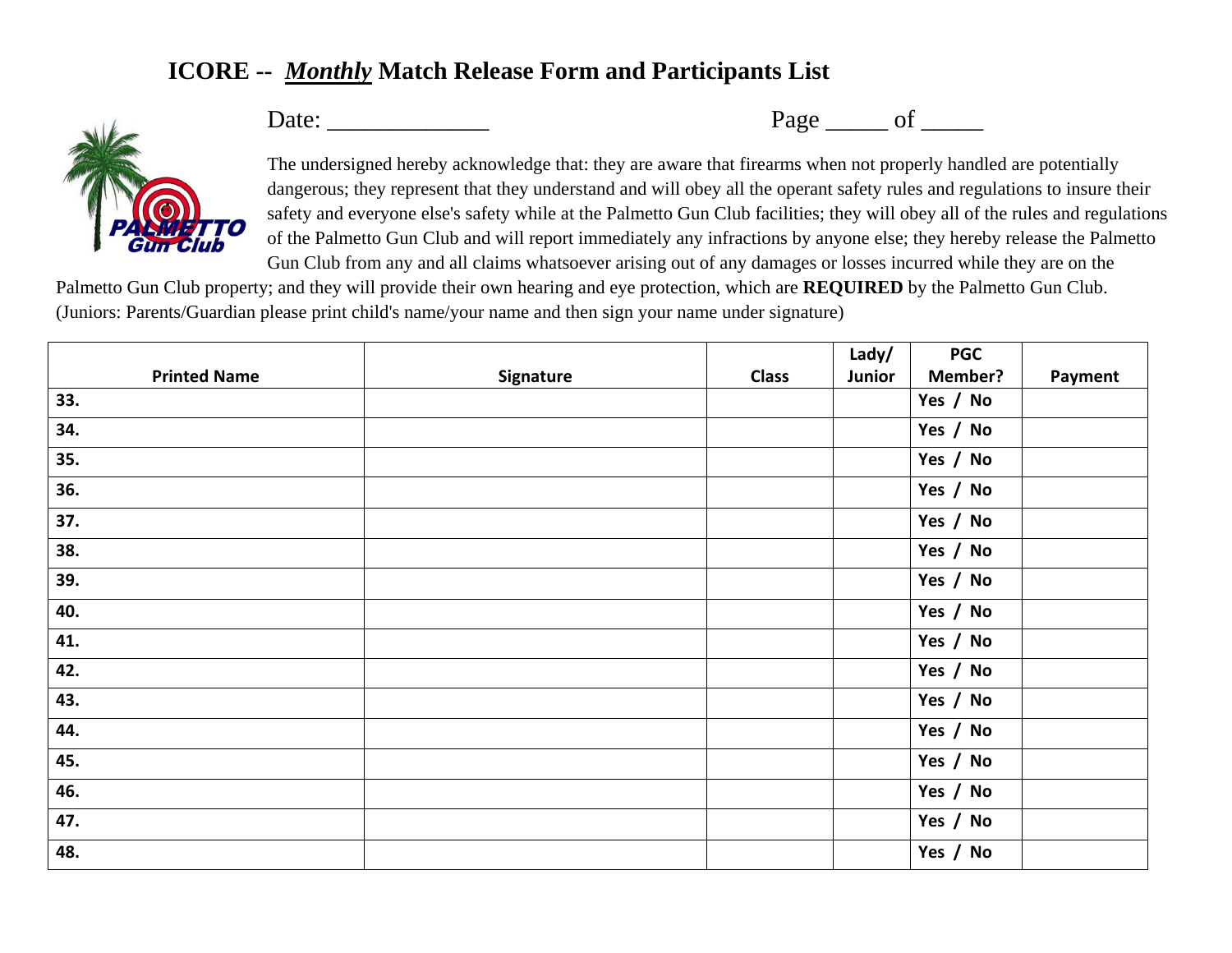# ICORE -- *Monthly* Match Release Form and Participants List

Date: _____________ Page _____ of _____

PALMETTO Gun Club

The undersigned hereby acknowledge that: they are aware that firearms when not properly handled are potentially dangerous; they represent that they understand and will obey all the operant safety rules and regulations to insure their safety and everyone else's safety while at the Palmetto Gun Club facilities; they will obey all of the rules and regulations of the Palmetto Gun Club and will report immediately any infractions by anyone else; they hereby release the Palmetto Gun Club from any and all claims whatsoever arising out of any damages or losses incurred while they are on the Palmetto Gun Club property; and they will provide their own hearing and eye protection, which are **REQUIRED** by the Palmetto Gun Club. (Juniors: Parents/Guardian please print child's name/your name and then sign your name under signature)

| Printed Name | Signature | Class | Lady/ Junior | PGC Member? | Payment |
|---|---|---|---|---|---|
| 33. | | | | Yes / No | |
| 34. | | | | Yes / No | |
| 35. | | | | Yes / No | |
| 36. | | | | Yes / No | |
| 37. | | | | Yes / No | |
| 38. | | | | Yes / No | |
| 39. | | | | Yes / No | |
| 40. | | | | Yes / No | |
| 41. | | | | Yes / No | |
| 42. | | | | Yes / No | |
| 43. | | | | Yes / No | |
| 44. | | | | Yes / No | |
| 45. | | | | Yes / No | |
| 46. | | | | Yes / No | |
| 47. | | | | Yes / No | |
| 48. | | | | Yes / No | |